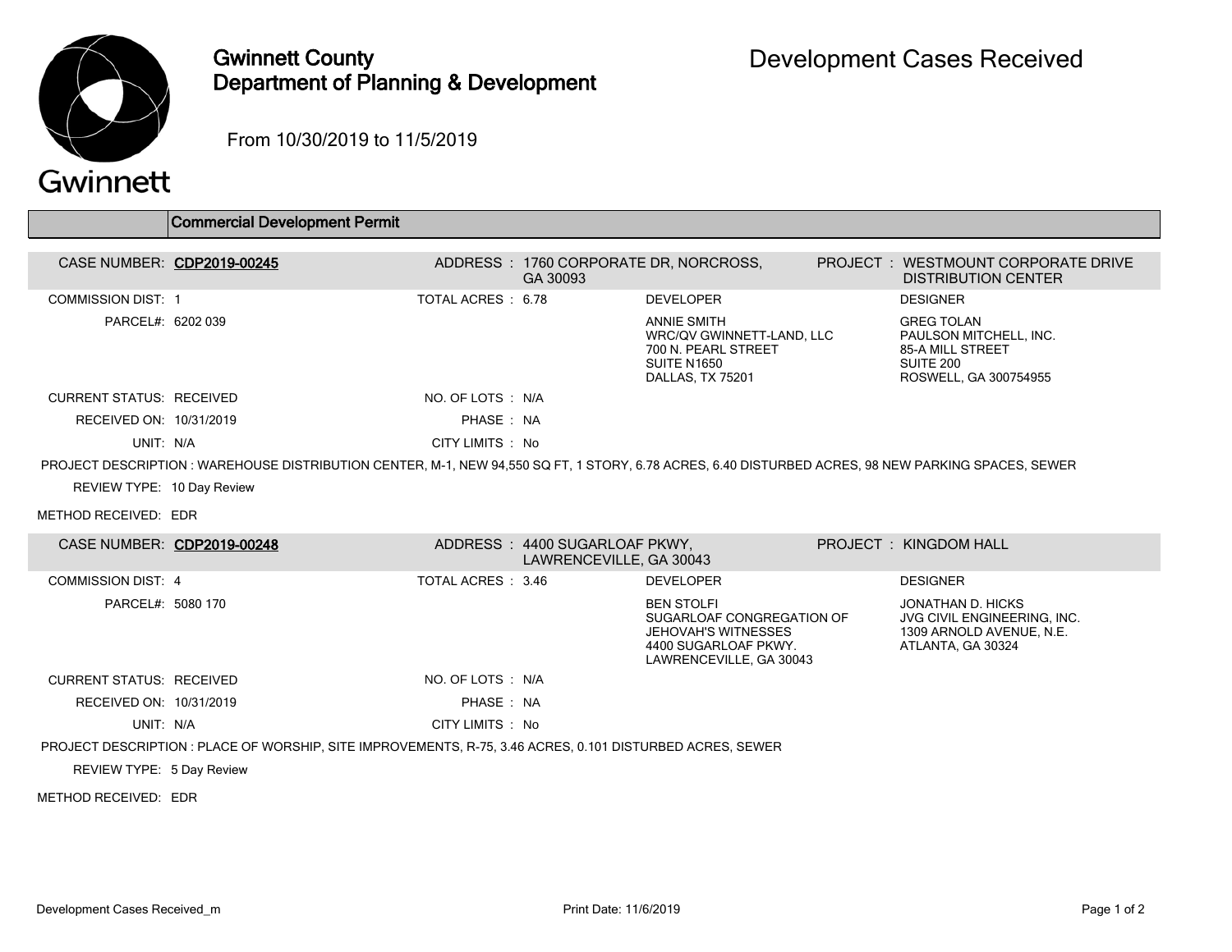# Gwinnett County Department of Planning & Development

# Development Cases Received

From 10/30/2019 to 11/5/2019

## Commercial Development Permit

**CASE NUMBER: CDP2019-00245**

ADDRESS : 1760 CORPORATE DR, NORCROSS, GA 30093

PROJECT : WESTMOUNT CORPORATE DRIVE DISTRIBUTION CENTER

COMMISSION DIST: 1

TOTAL ACRES : 6.78

PARCEL#: 6202 039

DEVELOPER:
ANNIE SMITH
WRC/QV GWINNETT-LAND, LLC
700 N. PEARL STREET
SUITE N1650
DALLAS, TX 75201

DESIGNER:
GREG TOLAN
PAULSON MITCHELL, INC.
85-A MILL STREET
SUITE 200
ROSWELL, GA 300754955

CURRENT STATUS: RECEIVED

NO. OF LOTS : N/A

RECEIVED ON: 10/31/2019

PHASE : NA

UNIT: N/A

CITY LIMITS : No

PROJECT DESCRIPTION : WAREHOUSE DISTRIBUTION CENTER, M-1, NEW 94,550 SQ FT, 1 STORY, 6.78 ACRES, 6.40 DISTURBED ACRES, 98 NEW PARKING SPACES, SEWER

REVIEW TYPE: 10 Day Review

METHOD RECEIVED: EDR

**CASE NUMBER: CDP2019-00248**

ADDRESS : 4400 SUGARLOAF PKWY, LAWRENCEVILLE, GA 30043

PROJECT : KINGDOM HALL

COMMISSION DIST: 4

TOTAL ACRES : 3.46

PARCEL#: 5080 170

DEVELOPER:
BEN STOLFI
SUGARLOAF CONGREGATION OF JEHOVAH'S WITNESSES
4400 SUGARLOAF PKWY.
LAWRENCEVILLE, GA 30043

DESIGNER:
JONATHAN D. HICKS
JVG CIVIL ENGINEERING, INC.
1309 ARNOLD AVENUE, N.E.
ATLANTA, GA 30324

CURRENT STATUS: RECEIVED

NO. OF LOTS : N/A

RECEIVED ON: 10/31/2019

PHASE : NA

UNIT: N/A

CITY LIMITS : No

PROJECT DESCRIPTION : PLACE OF WORSHIP, SITE IMPROVEMENTS, R-75, 3.46 ACRES, 0.101 DISTURBED ACRES, SEWER

REVIEW TYPE: 5 Day Review

METHOD RECEIVED: EDR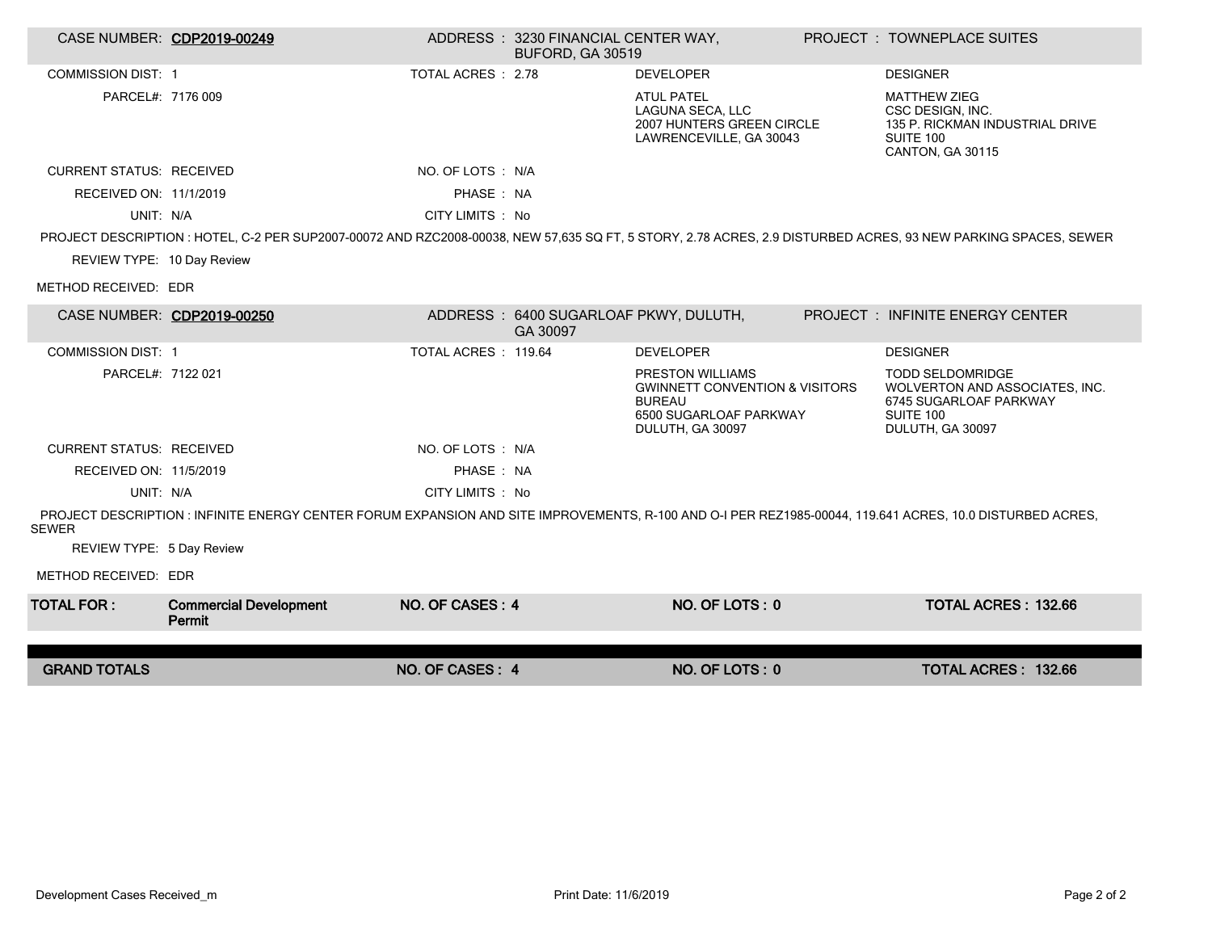| CASE NUMBER: | **CDP2019-00249** | ADDRESS : | 3230 FINANCIAL CENTER WAY, BUFORD, GA 30519 | PROJECT : | TOWNEPLACE SUITES |
|---|---|---|---|---|---|

COMMISSION DIST: 1

TOTAL ACRES : 2.78

PARCEL#: 7176 009

**DEVELOPER**
ATUL PATEL
LAGUNA SECA, LLC
2007 HUNTERS GREEN CIRCLE
LAWRENCEVILLE, GA 30043

**DESIGNER**
MATTHEW ZIEG
CSC DESIGN, INC.
135 P. RICKMAN INDUSTRIAL DRIVE
SUITE 100
CANTON, GA 30115

CURRENT STATUS: RECEIVED

NO. OF LOTS : N/A

RECEIVED ON: 11/1/2019

PHASE : NA

UNIT: N/A

CITY LIMITS : No

PROJECT DESCRIPTION : HOTEL, C-2 PER SUP2007-00072 AND RZC2008-00038, NEW 57,635 SQ FT, 5 STORY, 2.78 ACRES, 2.9 DISTURBED ACRES, 93 NEW PARKING SPACES, SEWER

REVIEW TYPE: 10 Day Review

METHOD RECEIVED: EDR

| CASE NUMBER: | **CDP2019-00250** | ADDRESS : | 6400 SUGARLOAF PKWY, DULUTH, GA 30097 | PROJECT : | INFINITE ENERGY CENTER |
|---|---|---|---|---|---|

COMMISSION DIST: 1

TOTAL ACRES : 119.64

PARCEL#: 7122 021

**DEVELOPER**
PRESTON WILLIAMS
GWINNETT CONVENTION & VISITORS BUREAU
6500 SUGARLOAF PARKWAY
DULUTH, GA 30097

**DESIGNER**
TODD SELDOMRIDGE
WOLVERTON AND ASSOCIATES, INC.
6745 SUGARLOAF PARKWAY
SUITE 100
DULUTH, GA 30097

CURRENT STATUS: RECEIVED

NO. OF LOTS : N/A

RECEIVED ON: 11/5/2019

PHASE : NA

UNIT: N/A

CITY LIMITS : No

PROJECT DESCRIPTION : INFINITE ENERGY CENTER FORUM EXPANSION AND SITE IMPROVEMENTS, R-100 AND O-I PER REZ1985-00044, 119.641 ACRES, 10.0 DISTURBED ACRES, SEWER

REVIEW TYPE: 5 Day Review

METHOD RECEIVED: EDR

| TOTAL FOR : | Commercial Development Permit | NO. OF CASES : 4 | NO. OF LOTS : 0 | TOTAL ACRES : 132.66 |
|---|---|---|---|---|
| **GRAND TOTALS** | | **NO. OF CASES : 4** | **NO. OF LOTS : 0** | **TOTAL ACRES : 132.66** |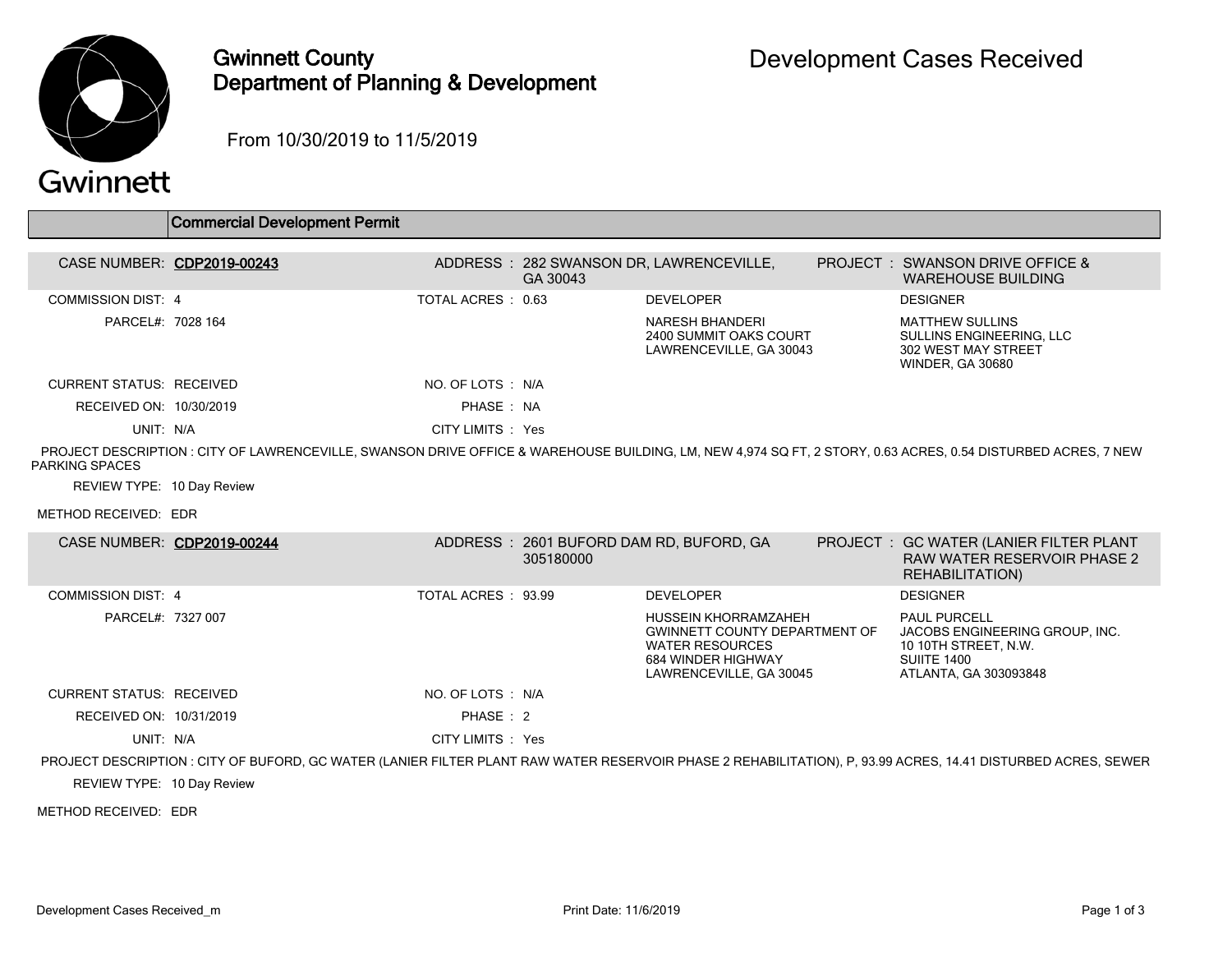# Gwinnett County Department of Planning & Development

# Development Cases Received

From 10/30/2019 to 11/5/2019

## Commercial Development Permit

**CASE NUMBER:** CDP2019-00243
**ADDRESS:** 282 SWANSON DR, LAWRENCEVILLE, GA 30043
**PROJECT:** SWANSON DRIVE OFFICE & WAREHOUSE BUILDING

COMMISSION DIST: 4
TOTAL ACRES: 0.63
PARCEL#: 7028 164

**DEVELOPER**
NARESH BHANDERI
2400 SUMMIT OAKS COURT
LAWRENCEVILLE, GA 30043

**DESIGNER**
MATTHEW SULLINS
SULLINS ENGINEERING, LLC
302 WEST MAY STREET
WINDER, GA 30680

CURRENT STATUS: RECEIVED
NO. OF LOTS: N/A
RECEIVED ON: 10/30/2019
PHASE: NA
UNIT: N/A
CITY LIMITS: Yes

PROJECT DESCRIPTION: CITY OF LAWRENCEVILLE, SWANSON DRIVE OFFICE & WAREHOUSE BUILDING, LM, NEW 4,974 SQ FT, 2 STORY, 0.63 ACRES, 0.54 DISTURBED ACRES, 7 NEW PARKING SPACES

REVIEW TYPE: 10 Day Review

METHOD RECEIVED: EDR

---

**CASE NUMBER:** CDP2019-00244
**ADDRESS:** 2601 BUFORD DAM RD, BUFORD, GA 305180000
**PROJECT:** GC WATER (LANIER FILTER PLANT RAW WATER RESERVOIR PHASE 2 REHABILITATION)

COMMISSION DIST: 4
TOTAL ACRES: 93.99
PARCEL#: 7327 007

**DEVELOPER**
HUSSEIN KHORRAMZAHEH
GWINNETT COUNTY DEPARTMENT OF WATER RESOURCES
684 WINDER HIGHWAY
LAWRENCEVILLE, GA 30045

**DESIGNER**
PAUL PURCELL
JACOBS ENGINEERING GROUP, INC.
10 10TH STREET, N.W.
SUIITE 1400
ATLANTA, GA 303093848

CURRENT STATUS: RECEIVED
NO. OF LOTS: N/A
RECEIVED ON: 10/31/2019
PHASE: 2
UNIT: N/A
CITY LIMITS: Yes

PROJECT DESCRIPTION: CITY OF BUFORD, GC WATER (LANIER FILTER PLANT RAW WATER RESERVOIR PHASE 2 REHABILITATION), P, 93.99 ACRES, 14.41 DISTURBED ACRES, SEWER

REVIEW TYPE: 10 Day Review

METHOD RECEIVED: EDR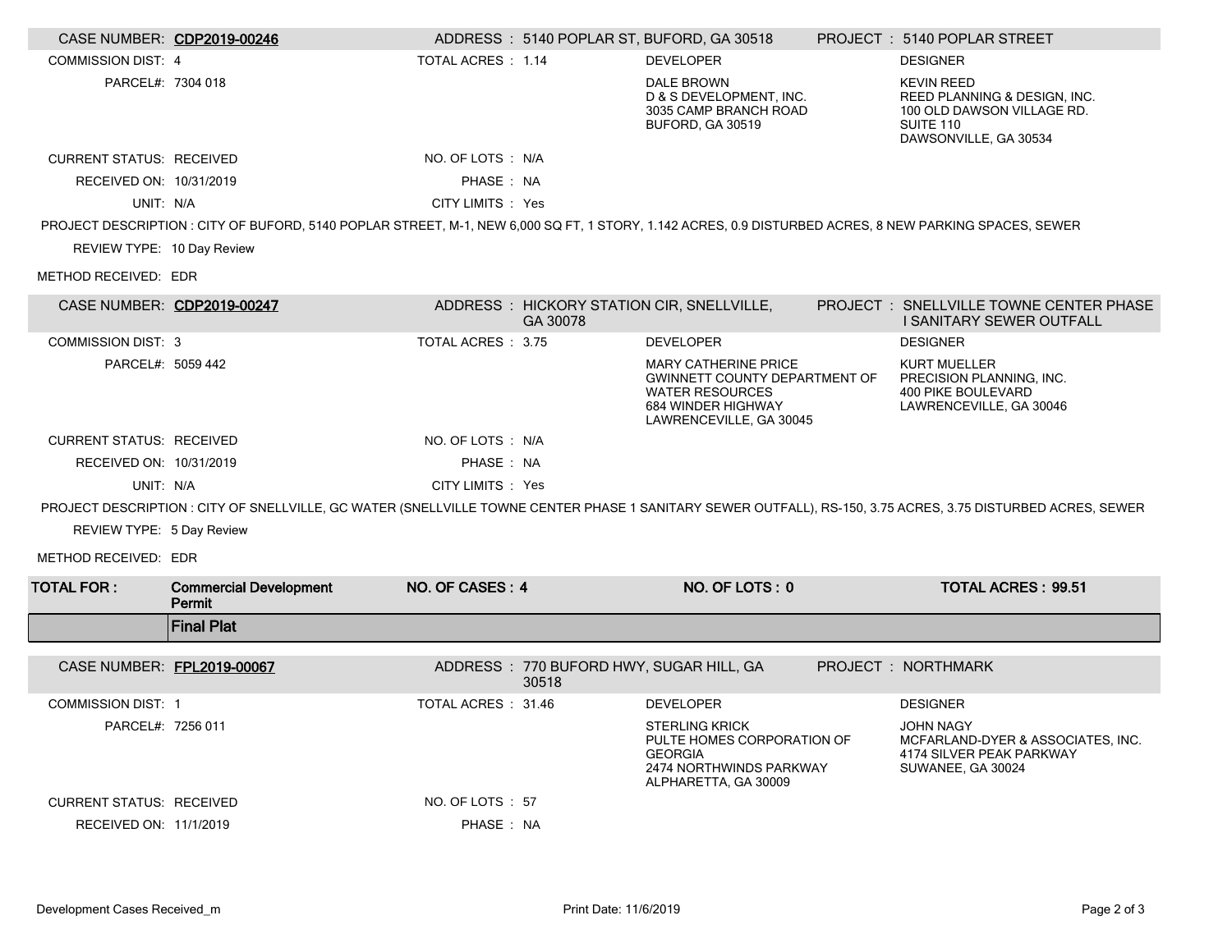| CASE NUMBER: | **CDP2019-00246** | ADDRESS : | 5140 POPLAR ST, BUFORD, GA 30518 | PROJECT : | 5140 POPLAR STREET |
|---|---|---|---|---|---|
| COMMISSION DIST: | 4 | TOTAL ACRES : | 1.14 | DEVELOPER | DESIGNER |
| PARCEL#: | 7304 018 | | | DALE BROWN<br>D & S DEVELOPMENT, INC.<br>3035 CAMP BRANCH ROAD<br>BUFORD, GA 30519 | KEVIN REED<br>REED PLANNING & DESIGN, INC.<br>100 OLD DAWSON VILLAGE RD.<br>SUITE 110<br>DAWSONVILLE, GA 30534 |
| CURRENT STATUS: | RECEIVED | NO. OF LOTS : | N/A | | |
| RECEIVED ON: | 10/31/2019 | PHASE : | NA | | |
| UNIT: | N/A | CITY LIMITS : | Yes | | |

PROJECT DESCRIPTION : CITY OF BUFORD, 5140 POPLAR STREET, M-1, NEW 6,000 SQ FT, 1 STORY, 1.142 ACRES, 0.9 DISTURBED ACRES, 8 NEW PARKING SPACES, SEWER

REVIEW TYPE: 10 Day Review

METHOD RECEIVED: EDR

| CASE NUMBER: | **CDP2019-00247** | ADDRESS : | HICKORY STATION CIR, SNELLVILLE, GA 30078 | PROJECT : | SNELLVILLE TOWNE CENTER PHASE I SANITARY SEWER OUTFALL |
|---|---|---|---|---|---|
| COMMISSION DIST: | 3 | TOTAL ACRES : | 3.75 | DEVELOPER | DESIGNER |
| PARCEL#: | 5059 442 | | | MARY CATHERINE PRICE<br>GWINNETT COUNTY DEPARTMENT OF WATER RESOURCES<br>684 WINDER HIGHWAY<br>LAWRENCEVILLE, GA 30045 | KURT MUELLER<br>PRECISION PLANNING, INC.<br>400 PIKE BOULEVARD<br>LAWRENCEVILLE, GA 30046 |
| CURRENT STATUS: | RECEIVED | NO. OF LOTS : | N/A | | |
| RECEIVED ON: | 10/31/2019 | PHASE : | NA | | |
| UNIT: | N/A | CITY LIMITS : | Yes | | |

PROJECT DESCRIPTION : CITY OF SNELLVILLE, GC WATER (SNELLVILLE TOWNE CENTER PHASE 1 SANITARY SEWER OUTFALL), RS-150, 3.75 ACRES, 3.75 DISTURBED ACRES, SEWER

REVIEW TYPE: 5 Day Review

METHOD RECEIVED: EDR

| **TOTAL FOR :** | **Commercial Development Permit** | **NO. OF CASES : 4** | **NO. OF LOTS : 0** | **TOTAL ACRES : 99.51** |
|---|---|---|---|---|

## Final Plat

| CASE NUMBER: | **FPL2019-00067** | ADDRESS : | 770 BUFORD HWY, SUGAR HILL, GA 30518 | PROJECT : | NORTHMARK |
|---|---|---|---|---|---|
| COMMISSION DIST: | 1 | TOTAL ACRES : | 31.46 | DEVELOPER | DESIGNER |
| PARCEL#: | 7256 011 | | | STERLING KRICK<br>PULTE HOMES CORPORATION OF GEORGIA<br>2474 NORTHWINDS PARKWAY<br>ALPHARETTA, GA 30009 | JOHN NAGY<br>MCFARLAND-DYER & ASSOCIATES, INC.<br>4174 SILVER PEAK PARKWAY<br>SUWANEE, GA 30024 |
| CURRENT STATUS: | RECEIVED | NO. OF LOTS : | 57 | | |
| RECEIVED ON: | 11/1/2019 | PHASE : | NA | | |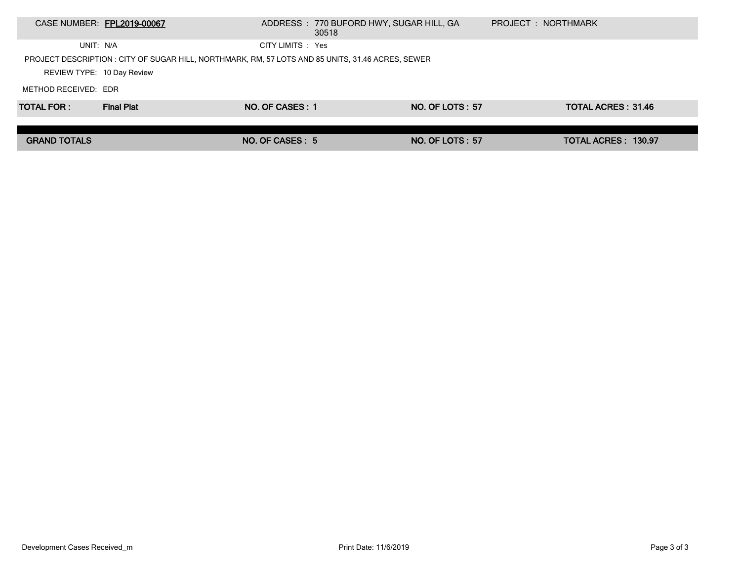| | | | |
|---|---|---|---|
| CASE NUMBER: **FPL2019-00067** | ADDRESS : 770 BUFORD HWY, SUGAR HILL, GA 30518 | | PROJECT : NORTHMARK |
| UNIT: N/A | CITY LIMITS : Yes | | |

PROJECT DESCRIPTION : CITY OF SUGAR HILL, NORTHMARK, RM, 57 LOTS AND 85 UNITS, 31.46 ACRES, SEWER

REVIEW TYPE: 10 Day Review

METHOD RECEIVED: EDR

| | | | | |
|---|---|---|---|---|
| **TOTAL FOR :** | **Final Plat** | **NO. OF CASES : 1** | **NO. OF LOTS : 57** | **TOTAL ACRES : 31.46** |
| **GRAND TOTALS** | | **NO. OF CASES : 5** | **NO. OF LOTS : 57** | **TOTAL ACRES : 130.97** |

Development Cases Received_m

Print Date: 11/6/2019